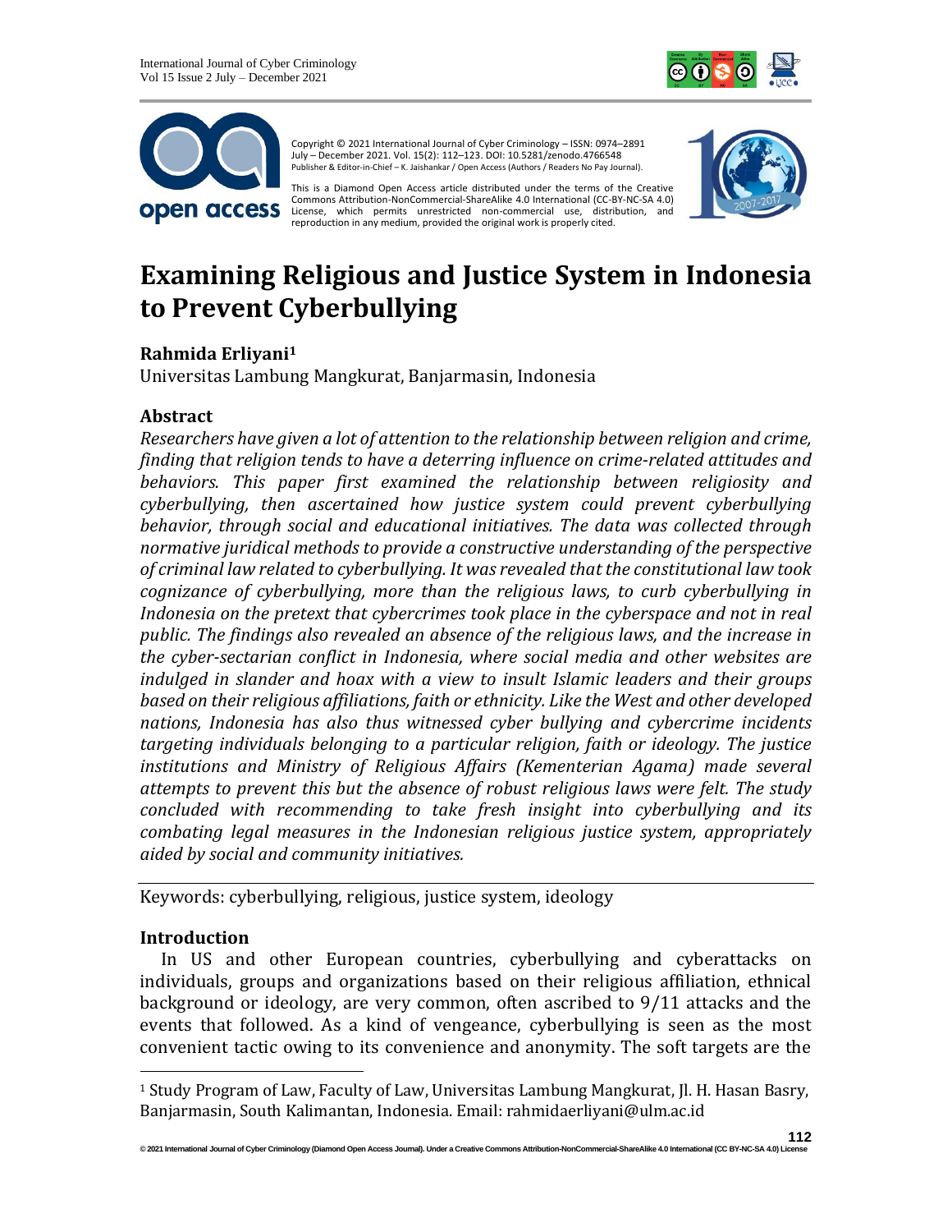Copyright © 2021 International Journal of Cyber Criminology – ISSN: 0974–2891 July – December 2021. Vol. 15(2): 112–123. DOI: 10.5281/zenodo.4766548
Publisher & Editor-in-Chief – K. Jaishankar / Open Access (Authors / Readers No Pay Journal).

This is a Diamond Open Access article distributed under the terms of the Creative Commons Attribution-NonCommercial-ShareAlike 4.0 International (CC-BY-NC-SA 4.0) License, which permits unrestricted non-commercial use, distribution, and reproduction in any medium, provided the original work is properly cited.

# Examining Religious and Justice System in Indonesia to Prevent Cyberbullying

**Rahmida Erliyani[1]**

Universitas Lambung Mangkurat, Banjarmasin, Indonesia

## Abstract

*Researchers have given a lot of attention to the relationship between religion and crime, finding that religion tends to have a deterring influence on crime-related attitudes and behaviors. This paper first examined the relationship between religiosity and cyberbullying, then ascertained how justice system could prevent cyberbullying behavior, through social and educational initiatives. The data was collected through normative juridical methods to provide a constructive understanding of the perspective of criminal law related to cyberbullying. It was revealed that the constitutional law took cognizance of cyberbullying, more than the religious laws, to curb cyberbullying in Indonesia on the pretext that cybercrimes took place in the cyberspace and not in real public. The findings also revealed an absence of the religious laws, and the increase in the cyber-sectarian conflict in Indonesia, where social media and other websites are indulged in slander and hoax with a view to insult Islamic leaders and their groups based on their religious affiliations, faith or ethnicity. Like the West and other developed nations, Indonesia has also thus witnessed cyber bullying and cybercrime incidents targeting individuals belonging to a particular religion, faith or ideology. The justice institutions and Ministry of Religious Affairs (Kementerian Agama) made several attempts to prevent this but the absence of robust religious laws were felt. The study concluded with recommending to take fresh insight into cyberbullying and its combating legal measures in the Indonesian religious justice system, appropriately aided by social and community initiatives.*

Keywords: cyberbullying, religious, justice system, ideology

## Introduction

In US and other European countries, cyberbullying and cyberattacks on individuals, groups and organizations based on their religious affiliation, ethnical background or ideology, are very common, often ascribed to 9/11 attacks and the events that followed. As a kind of vengeance, cyberbullying is seen as the most convenient tactic owing to its convenience and anonymity. The soft targets are the

---

[1] Study Program of Law, Faculty of Law, Universitas Lambung Mangkurat, Jl. H. Hasan Basry, Banjarmasin, South Kalimantan, Indonesia. Email: rahmidaerliyani@ulm.ac.id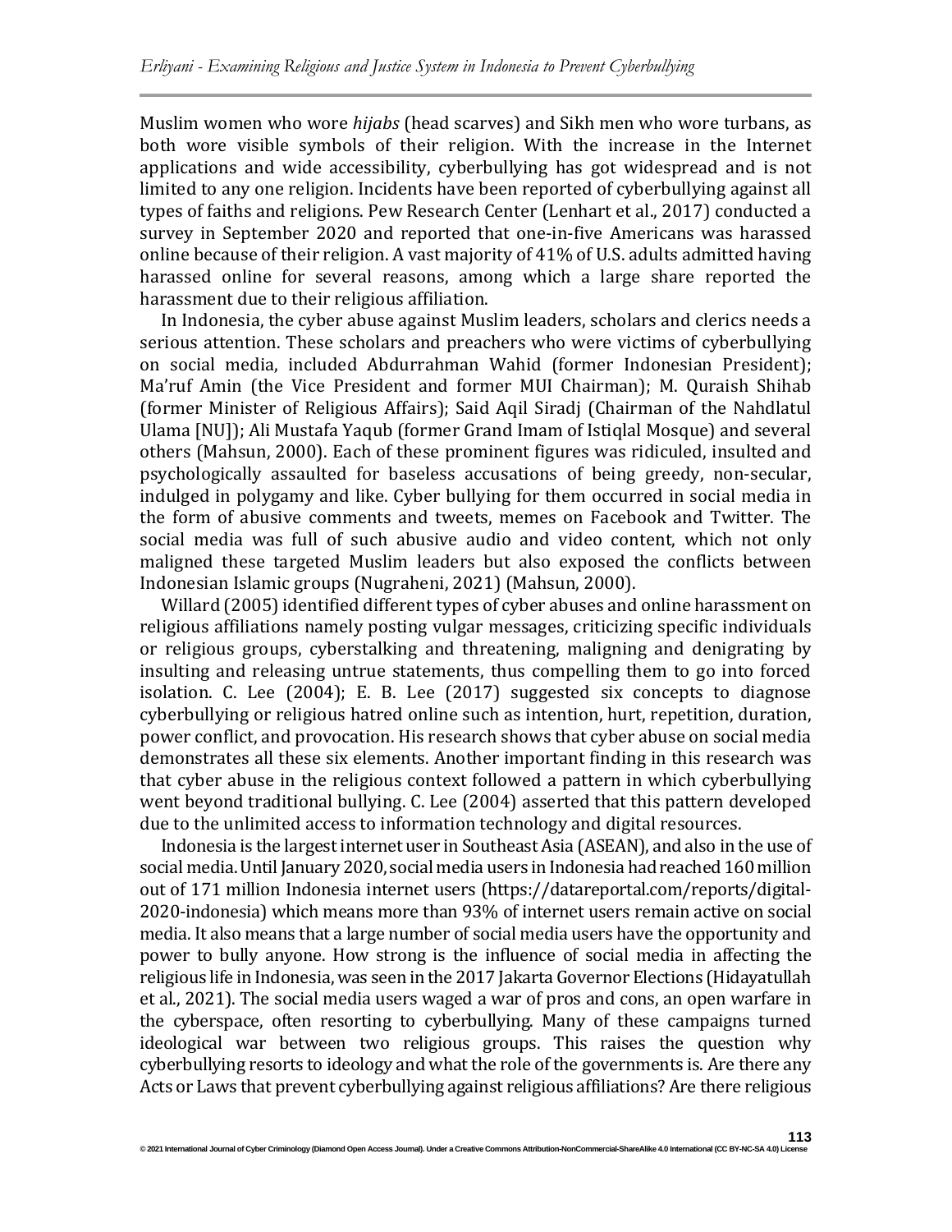Muslim women who wore *hijabs* (head scarves) and Sikh men who wore turbans, as both wore visible symbols of their religion. With the increase in the Internet applications and wide accessibility, cyberbullying has got widespread and is not limited to any one religion. Incidents have been reported of cyberbullying against all types of faiths and religions. Pew Research Center (Lenhart et al., 2017) conducted a survey in September 2020 and reported that one-in-five Americans was harassed online because of their religion. A vast majority of 41% of U.S. adults admitted having harassed online for several reasons, among which a large share reported the harassment due to their religious affiliation.

In Indonesia, the cyber abuse against Muslim leaders, scholars and clerics needs a serious attention. These scholars and preachers who were victims of cyberbullying on social media, included Abdurrahman Wahid (former Indonesian President); Ma'ruf Amin (the Vice President and former MUI Chairman); M. Quraish Shihab (former Minister of Religious Affairs); Said Aqil Siradj (Chairman of the Nahdlatul Ulama [NU]); Ali Mustafa Yaqub (former Grand Imam of Istiqlal Mosque) and several others (Mahsun, 2000). Each of these prominent figures was ridiculed, insulted and psychologically assaulted for baseless accusations of being greedy, non-secular, indulged in polygamy and like. Cyber bullying for them occurred in social media in the form of abusive comments and tweets, memes on Facebook and Twitter. The social media was full of such abusive audio and video content, which not only maligned these targeted Muslim leaders but also exposed the conflicts between Indonesian Islamic groups (Nugraheni, 2021) (Mahsun, 2000).

Willard (2005) identified different types of cyber abuses and online harassment on religious affiliations namely posting vulgar messages, criticizing specific individuals or religious groups, cyberstalking and threatening, maligning and denigrating by insulting and releasing untrue statements, thus compelling them to go into forced isolation. C. Lee (2004); E. B. Lee (2017) suggested six concepts to diagnose cyberbullying or religious hatred online such as intention, hurt, repetition, duration, power conflict, and provocation. His research shows that cyber abuse on social media demonstrates all these six elements. Another important finding in this research was that cyber abuse in the religious context followed a pattern in which cyberbullying went beyond traditional bullying. C. Lee (2004) asserted that this pattern developed due to the unlimited access to information technology and digital resources.

Indonesia is the largest internet user in Southeast Asia (ASEAN), and also in the use of social media. Until January 2020, social media users in Indonesia had reached 160 million out of 171 million Indonesia internet users (https://datareportal.com/reports/digital-2020-indonesia) which means more than 93% of internet users remain active on social media. It also means that a large number of social media users have the opportunity and power to bully anyone. How strong is the influence of social media in affecting the religious life in Indonesia, was seen in the 2017 Jakarta Governor Elections (Hidayatullah et al., 2021). The social media users waged a war of pros and cons, an open warfare in the cyberspace, often resorting to cyberbullying. Many of these campaigns turned ideological war between two religious groups. This raises the question why cyberbullying resorts to ideology and what the role of the governments is. Are there any Acts or Laws that prevent cyberbullying against religious affiliations? Are there religious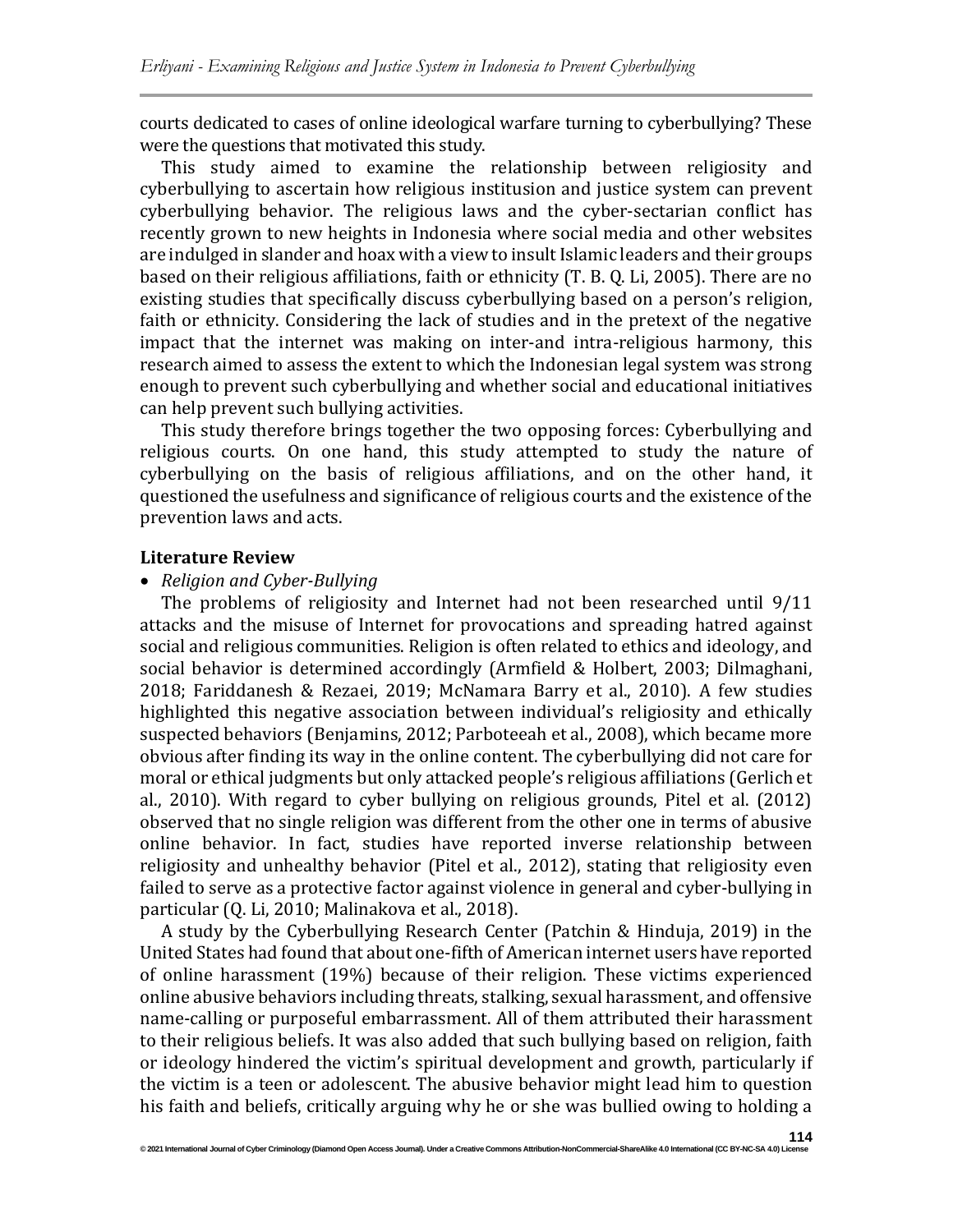courts dedicated to cases of online ideological warfare turning to cyberbullying? These were the questions that motivated this study.

This study aimed to examine the relationship between religiosity and cyberbullying to ascertain how religious institusion and justice system can prevent cyberbullying behavior. The religious laws and the cyber-sectarian conflict has recently grown to new heights in Indonesia where social media and other websites are indulged in slander and hoax with a view to insult Islamic leaders and their groups based on their religious affiliations, faith or ethnicity (T. B. Q. Li, 2005). There are no existing studies that specifically discuss cyberbullying based on a person's religion, faith or ethnicity. Considering the lack of studies and in the pretext of the negative impact that the internet was making on inter-and intra-religious harmony, this research aimed to assess the extent to which the Indonesian legal system was strong enough to prevent such cyberbullying and whether social and educational initiatives can help prevent such bullying activities.

This study therefore brings together the two opposing forces: Cyberbullying and religious courts. On one hand, this study attempted to study the nature of cyberbullying on the basis of religious affiliations, and on the other hand, it questioned the usefulness and significance of religious courts and the existence of the prevention laws and acts.

## Literature Review

- *Religion and Cyber-Bullying*

The problems of religiosity and Internet had not been researched until 9/11 attacks and the misuse of Internet for provocations and spreading hatred against social and religious communities. Religion is often related to ethics and ideology, and social behavior is determined accordingly (Armfield & Holbert, 2003; Dilmaghani, 2018; Fariddanesh & Rezaei, 2019; McNamara Barry et al., 2010). A few studies highlighted this negative association between individual's religiosity and ethically suspected behaviors (Benjamins, 2012; Parboteeah et al., 2008), which became more obvious after finding its way in the online content. The cyberbullying did not care for moral or ethical judgments but only attacked people's religious affiliations (Gerlich et al., 2010). With regard to cyber bullying on religious grounds, Pitel et al. (2012) observed that no single religion was different from the other one in terms of abusive online behavior. In fact, studies have reported inverse relationship between religiosity and unhealthy behavior (Pitel et al., 2012), stating that religiosity even failed to serve as a protective factor against violence in general and cyber-bullying in particular (Q. Li, 2010; Malinakova et al., 2018).

A study by the Cyberbullying Research Center (Patchin & Hinduja, 2019) in the United States had found that about one-fifth of American internet users have reported of online harassment (19%) because of their religion. These victims experienced online abusive behaviors including threats, stalking, sexual harassment, and offensive name-calling or purposeful embarrassment. All of them attributed their harassment to their religious beliefs. It was also added that such bullying based on religion, faith or ideology hindered the victim's spiritual development and growth, particularly if the victim is a teen or adolescent. The abusive behavior might lead him to question his faith and beliefs, critically arguing why he or she was bullied owing to holding a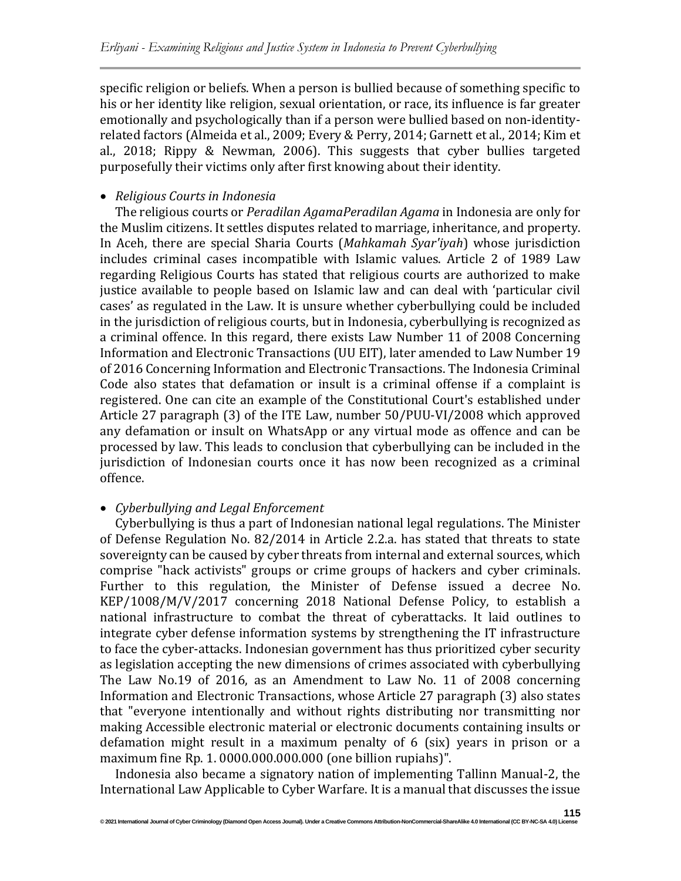specific religion or beliefs. When a person is bullied because of something specific to his or her identity like religion, sexual orientation, or race, its influence is far greater emotionally and psychologically than if a person were bullied based on non-identity-related factors (Almeida et al., 2009; Every & Perry, 2014; Garnett et al., 2014; Kim et al., 2018; Rippy & Newman, 2006). This suggests that cyber bullies targeted purposefully their victims only after first knowing about their identity.

- *Religious Courts in Indonesia*

The religious courts or *Peradilan AgamaPeradilan Agama* in Indonesia are only for the Muslim citizens. It settles disputes related to marriage, inheritance, and property. In Aceh, there are special Sharia Courts (*Mahkamah Syar'iyah*) whose jurisdiction includes criminal cases incompatible with Islamic values. Article 2 of 1989 Law regarding Religious Courts has stated that religious courts are authorized to make justice available to people based on Islamic law and can deal with 'particular civil cases' as regulated in the Law. It is unsure whether cyberbullying could be included in the jurisdiction of religious courts, but in Indonesia, cyberbullying is recognized as a criminal offence. In this regard, there exists Law Number 11 of 2008 Concerning Information and Electronic Transactions (UU EIT), later amended to Law Number 19 of 2016 Concerning Information and Electronic Transactions. The Indonesia Criminal Code also states that defamation or insult is a criminal offense if a complaint is registered. One can cite an example of the Constitutional Court's established under Article 27 paragraph (3) of the ITE Law, number 50/PUU-VI/2008 which approved any defamation or insult on WhatsApp or any virtual mode as offence and can be processed by law. This leads to conclusion that cyberbullying can be included in the jurisdiction of Indonesian courts once it has now been recognized as a criminal offence.

- *Cyberbullying and Legal Enforcement*

Cyberbullying is thus a part of Indonesian national legal regulations. The Minister of Defense Regulation No. 82/2014 in Article 2.2.a. has stated that threats to state sovereignty can be caused by cyber threats from internal and external sources, which comprise "hack activists" groups or crime groups of hackers and cyber criminals. Further to this regulation, the Minister of Defense issued a decree No. KEP/1008/M/V/2017 concerning 2018 National Defense Policy, to establish a national infrastructure to combat the threat of cyberattacks. It laid outlines to integrate cyber defense information systems by strengthening the IT infrastructure to face the cyber-attacks. Indonesian government has thus prioritized cyber security as legislation accepting the new dimensions of crimes associated with cyberbullying The Law No.19 of 2016, as an Amendment to Law No. 11 of 2008 concerning Information and Electronic Transactions, whose Article 27 paragraph (3) also states that "everyone intentionally and without rights distributing nor transmitting nor making Accessible electronic material or electronic documents containing insults or defamation might result in a maximum penalty of 6 (six) years in prison or a maximum fine Rp. 1. 0000.000.000.000 (one billion rupiahs)".

Indonesia also became a signatory nation of implementing Tallinn Manual-2, the International Law Applicable to Cyber Warfare. It is a manual that discusses the issue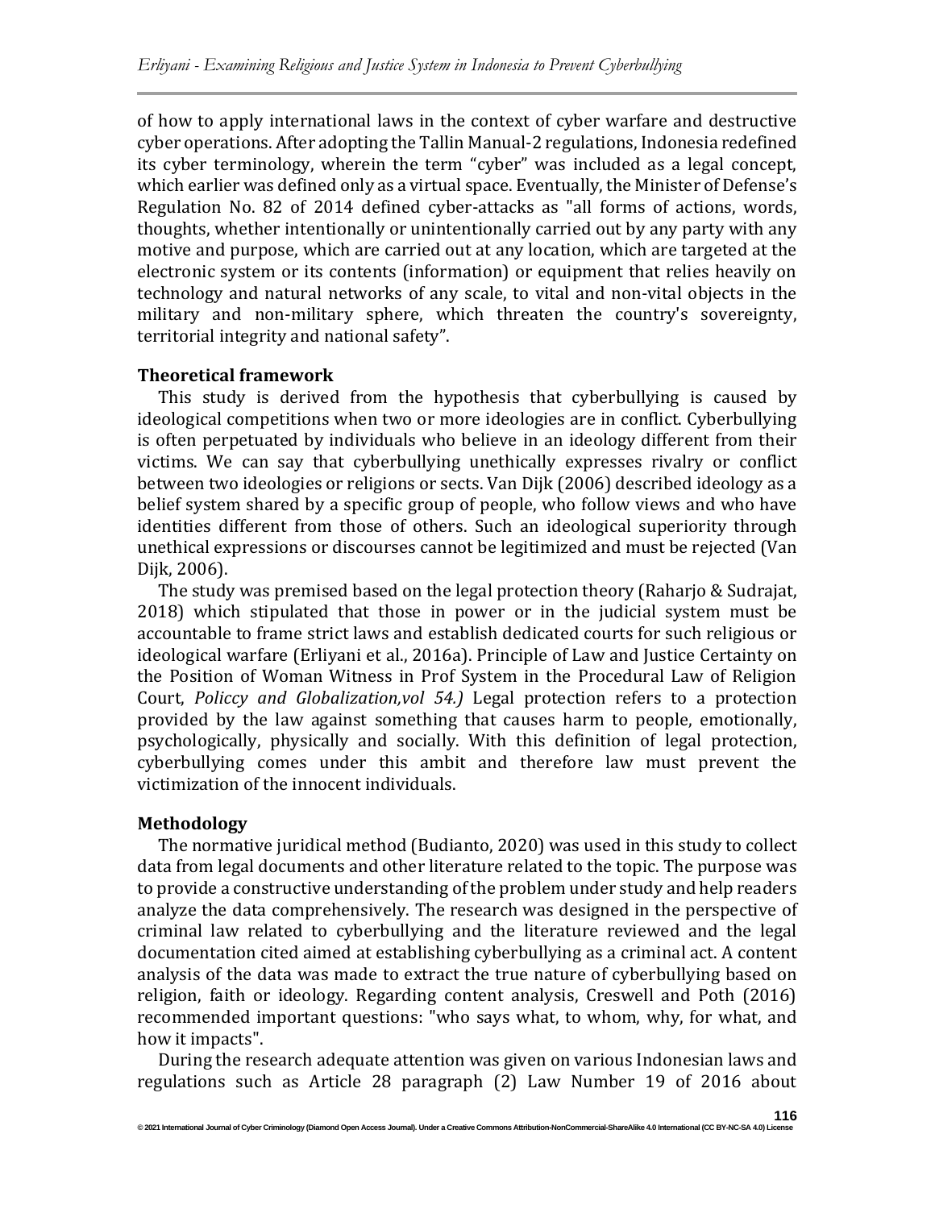of how to apply international laws in the context of cyber warfare and destructive cyber operations. After adopting the Tallin Manual-2 regulations, Indonesia redefined its cyber terminology, wherein the term "cyber" was included as a legal concept, which earlier was defined only as a virtual space. Eventually, the Minister of Defense's Regulation No. 82 of 2014 defined cyber-attacks as "all forms of actions, words, thoughts, whether intentionally or unintentionally carried out by any party with any motive and purpose, which are carried out at any location, which are targeted at the electronic system or its contents (information) or equipment that relies heavily on technology and natural networks of any scale, to vital and non-vital objects in the military and non-military sphere, which threaten the country's sovereignty, territorial integrity and national safety".

### Theoretical framework

This study is derived from the hypothesis that cyberbullying is caused by ideological competitions when two or more ideologies are in conflict. Cyberbullying is often perpetuated by individuals who believe in an ideology different from their victims. We can say that cyberbullying unethically expresses rivalry or conflict between two ideologies or religions or sects. Van Dijk (2006) described ideology as a belief system shared by a specific group of people, who follow views and who have identities different from those of others. Such an ideological superiority through unethical expressions or discourses cannot be legitimized and must be rejected (Van Dijk, 2006).

The study was premised based on the legal protection theory (Raharjo & Sudrajat, 2018) which stipulated that those in power or in the judicial system must be accountable to frame strict laws and establish dedicated courts for such religious or ideological warfare (Erliyani et al., 2016a). Principle of Law and Justice Certainty on the Position of Woman Witness in Prof System in the Procedural Law of Religion Court, *Policcy and Globalization,vol 54.)* Legal protection refers to a protection provided by the law against something that causes harm to people, emotionally, psychologically, physically and socially. With this definition of legal protection, cyberbullying comes under this ambit and therefore law must prevent the victimization of the innocent individuals.

### Methodology

The normative juridical method (Budianto, 2020) was used in this study to collect data from legal documents and other literature related to the topic. The purpose was to provide a constructive understanding of the problem under study and help readers analyze the data comprehensively. The research was designed in the perspective of criminal law related to cyberbullying and the literature reviewed and the legal documentation cited aimed at establishing cyberbullying as a criminal act. A content analysis of the data was made to extract the true nature of cyberbullying based on religion, faith or ideology. Regarding content analysis, Creswell and Poth (2016) recommended important questions: "who says what, to whom, why, for what, and how it impacts".

During the research adequate attention was given on various Indonesian laws and regulations such as Article 28 paragraph (2) Law Number 19 of 2016 about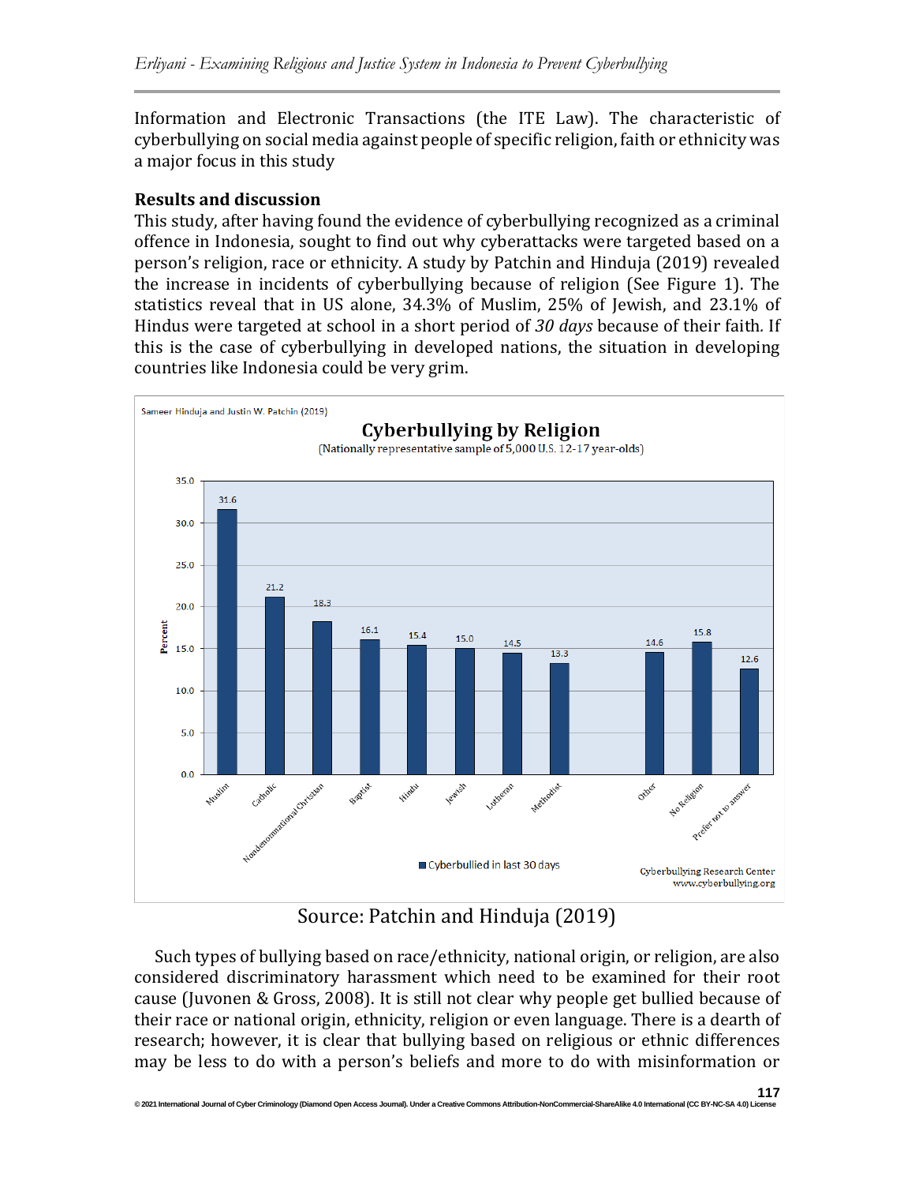Information and Electronic Transactions (the ITE Law). The characteristic of cyberbullying on social media against people of specific religion, faith or ethnicity was a major focus in this study

**Results and discussion**

This study, after having found the evidence of cyberbullying recognized as a criminal offence in Indonesia, sought to find out why cyberattacks were targeted based on a person's religion, race or ethnicity. A study by Patchin and Hinduja (2019) revealed the increase in incidents of cyberbullying because of religion (See Figure 1). The statistics reveal that in US alone, 34.3% of Muslim, 25% of Jewish, and 23.1% of Hindus were targeted at school in a short period of *30 days* because of their faith. If this is the case of cyberbullying in developed nations, the situation in developing countries like Indonesia could be very grim.

Sameer Hinduja and Justin W. Patchin (2019)

**Cyberbullying by Religion**

(Nationally representative sample of 5,000 U.S. 12-17 year-olds)

| Religion | Cyberbullied in last 30 days (Percent) |
|---|---|
| Muslim | 31.6 |
| Catholic | 21.2 |
| Nondenominational Christian | 18.3 |
| Baptist | 16.1 |
| Hindu | 15.4 |
| Jewish | 15.0 |
| Lutheran | 14.5 |
| Methodist | 13.3 |
| Other | 14.6 |
| No Religion | 15.8 |
| Prefer not to answer | 12.6 |

Cyberbullying Research Center
www.cyberbullying.org

Source: Patchin and Hinduja (2019)

Such types of bullying based on race/ethnicity, national origin, or religion, are also considered discriminatory harassment which need to be examined for their root cause (Juvonen & Gross, 2008). It is still not clear why people get bullied because of their race or national origin, ethnicity, religion or even language. There is a dearth of research; however, it is clear that bullying based on religious or ethnic differences may be less to do with a person's beliefs and more to do with misinformation or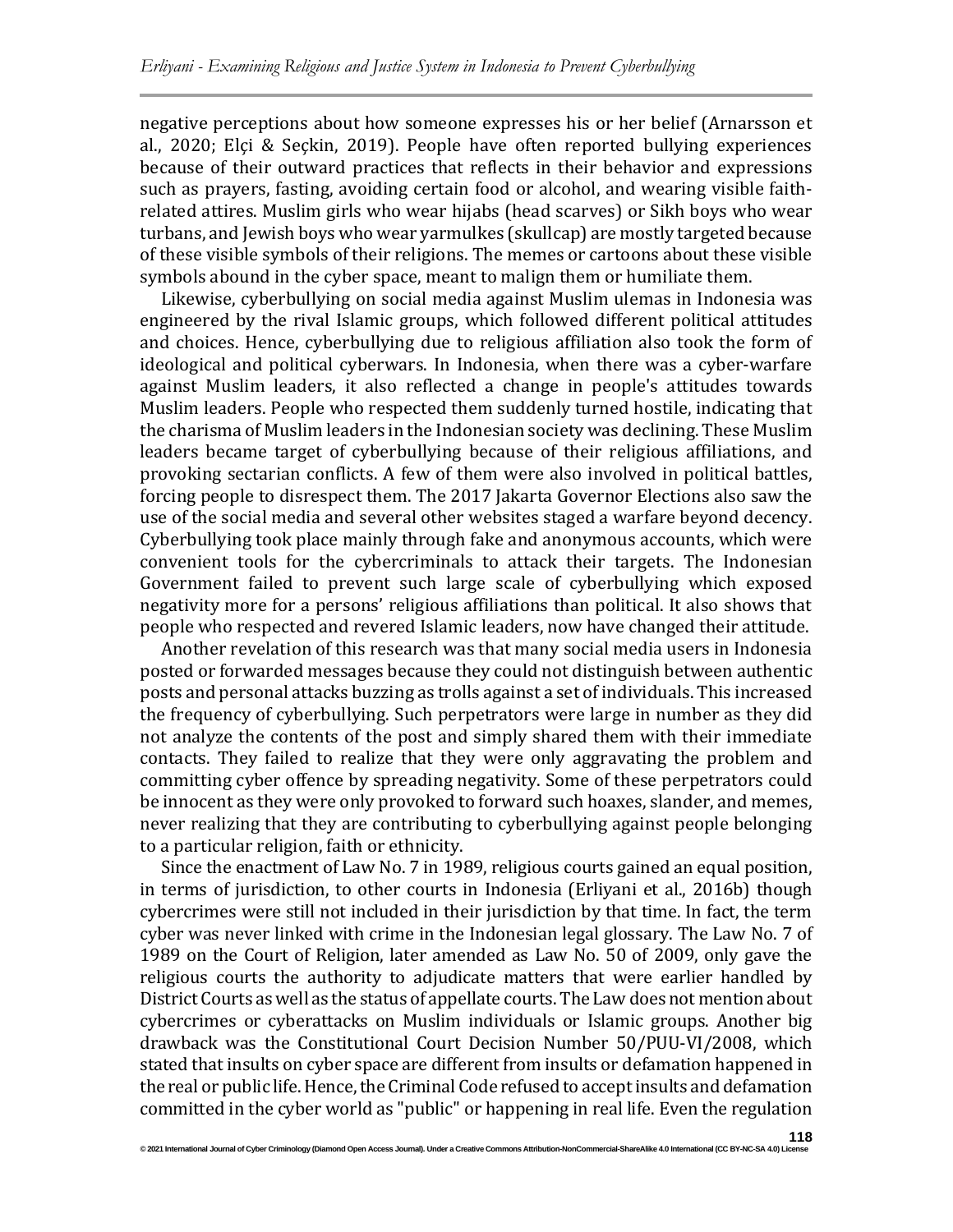negative perceptions about how someone expresses his or her belief (Arnarsson et al., 2020; Elçi & Seçkin, 2019). People have often reported bullying experiences because of their outward practices that reflects in their behavior and expressions such as prayers, fasting, avoiding certain food or alcohol, and wearing visible faith-related attires. Muslim girls who wear hijabs (head scarves) or Sikh boys who wear turbans, and Jewish boys who wear yarmulkes (skullcap) are mostly targeted because of these visible symbols of their religions. The memes or cartoons about these visible symbols abound in the cyber space, meant to malign them or humiliate them.

Likewise, cyberbullying on social media against Muslim ulemas in Indonesia was engineered by the rival Islamic groups, which followed different political attitudes and choices. Hence, cyberbullying due to religious affiliation also took the form of ideological and political cyberwars. In Indonesia, when there was a cyber-warfare against Muslim leaders, it also reflected a change in people's attitudes towards Muslim leaders. People who respected them suddenly turned hostile, indicating that the charisma of Muslim leaders in the Indonesian society was declining. These Muslim leaders became target of cyberbullying because of their religious affiliations, and provoking sectarian conflicts. A few of them were also involved in political battles, forcing people to disrespect them. The 2017 Jakarta Governor Elections also saw the use of the social media and several other websites staged a warfare beyond decency. Cyberbullying took place mainly through fake and anonymous accounts, which were convenient tools for the cybercriminals to attack their targets. The Indonesian Government failed to prevent such large scale of cyberbullying which exposed negativity more for a persons' religious affiliations than political. It also shows that people who respected and revered Islamic leaders, now have changed their attitude.

Another revelation of this research was that many social media users in Indonesia posted or forwarded messages because they could not distinguish between authentic posts and personal attacks buzzing as trolls against a set of individuals. This increased the frequency of cyberbullying. Such perpetrators were large in number as they did not analyze the contents of the post and simply shared them with their immediate contacts. They failed to realize that they were only aggravating the problem and committing cyber offence by spreading negativity. Some of these perpetrators could be innocent as they were only provoked to forward such hoaxes, slander, and memes, never realizing that they are contributing to cyberbullying against people belonging to a particular religion, faith or ethnicity.

Since the enactment of Law No. 7 in 1989, religious courts gained an equal position, in terms of jurisdiction, to other courts in Indonesia (Erliyani et al., 2016b) though cybercrimes were still not included in their jurisdiction by that time. In fact, the term cyber was never linked with crime in the Indonesian legal glossary. The Law No. 7 of 1989 on the Court of Religion, later amended as Law No. 50 of 2009, only gave the religious courts the authority to adjudicate matters that were earlier handled by District Courts as well as the status of appellate courts. The Law does not mention about cybercrimes or cyberattacks on Muslim individuals or Islamic groups. Another big drawback was the Constitutional Court Decision Number 50/PUU-VI/2008, which stated that insults on cyber space are different from insults or defamation happened in the real or public life. Hence, the Criminal Code refused to accept insults and defamation committed in the cyber world as "public" or happening in real life. Even the regulation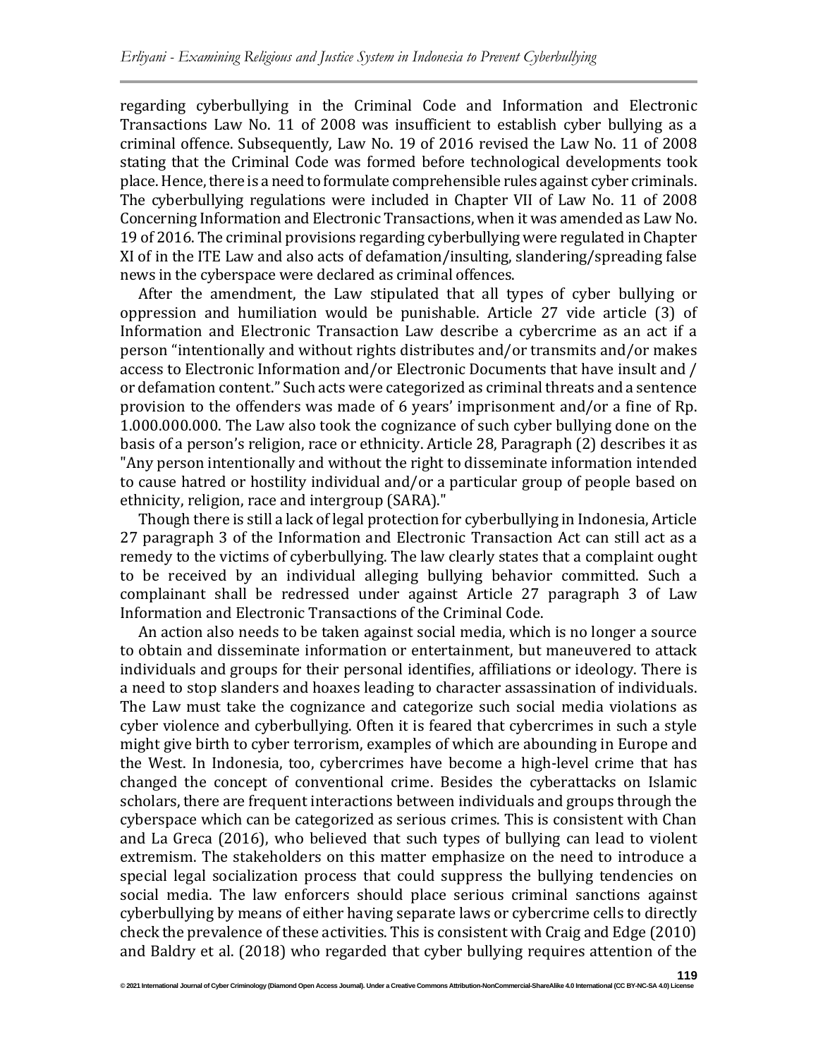regarding cyberbullying in the Criminal Code and Information and Electronic Transactions Law No. 11 of 2008 was insufficient to establish cyber bullying as a criminal offence. Subsequently, Law No. 19 of 2016 revised the Law No. 11 of 2008 stating that the Criminal Code was formed before technological developments took place. Hence, there is a need to formulate comprehensible rules against cyber criminals. The cyberbullying regulations were included in Chapter VII of Law No. 11 of 2008 Concerning Information and Electronic Transactions, when it was amended as Law No. 19 of 2016. The criminal provisions regarding cyberbullying were regulated in Chapter XI of in the ITE Law and also acts of defamation/insulting, slandering/spreading false news in the cyberspace were declared as criminal offences.

After the amendment, the Law stipulated that all types of cyber bullying or oppression and humiliation would be punishable. Article 27 vide article (3) of Information and Electronic Transaction Law describe a cybercrime as an act if a person "intentionally and without rights distributes and/or transmits and/or makes access to Electronic Information and/or Electronic Documents that have insult and / or defamation content." Such acts were categorized as criminal threats and a sentence provision to the offenders was made of 6 years' imprisonment and/or a fine of Rp. 1.000.000.000. The Law also took the cognizance of such cyber bullying done on the basis of a person's religion, race or ethnicity. Article 28, Paragraph (2) describes it as "Any person intentionally and without the right to disseminate information intended to cause hatred or hostility individual and/or a particular group of people based on ethnicity, religion, race and intergroup (SARA)."

Though there is still a lack of legal protection for cyberbullying in Indonesia, Article 27 paragraph 3 of the Information and Electronic Transaction Act can still act as a remedy to the victims of cyberbullying. The law clearly states that a complaint ought to be received by an individual alleging bullying behavior committed. Such a complainant shall be redressed under against Article 27 paragraph 3 of Law Information and Electronic Transactions of the Criminal Code.

An action also needs to be taken against social media, which is no longer a source to obtain and disseminate information or entertainment, but maneuvered to attack individuals and groups for their personal identifies, affiliations or ideology. There is a need to stop slanders and hoaxes leading to character assassination of individuals. The Law must take the cognizance and categorize such social media violations as cyber violence and cyberbullying. Often it is feared that cybercrimes in such a style might give birth to cyber terrorism, examples of which are abounding in Europe and the West. In Indonesia, too, cybercrimes have become a high-level crime that has changed the concept of conventional crime. Besides the cyberattacks on Islamic scholars, there are frequent interactions between individuals and groups through the cyberspace which can be categorized as serious crimes. This is consistent with Chan and La Greca (2016), who believed that such types of bullying can lead to violent extremism. The stakeholders on this matter emphasize on the need to introduce a special legal socialization process that could suppress the bullying tendencies on social media. The law enforcers should place serious criminal sanctions against cyberbullying by means of either having separate laws or cybercrime cells to directly check the prevalence of these activities. This is consistent with Craig and Edge (2010) and Baldry et al. (2018) who regarded that cyber bullying requires attention of the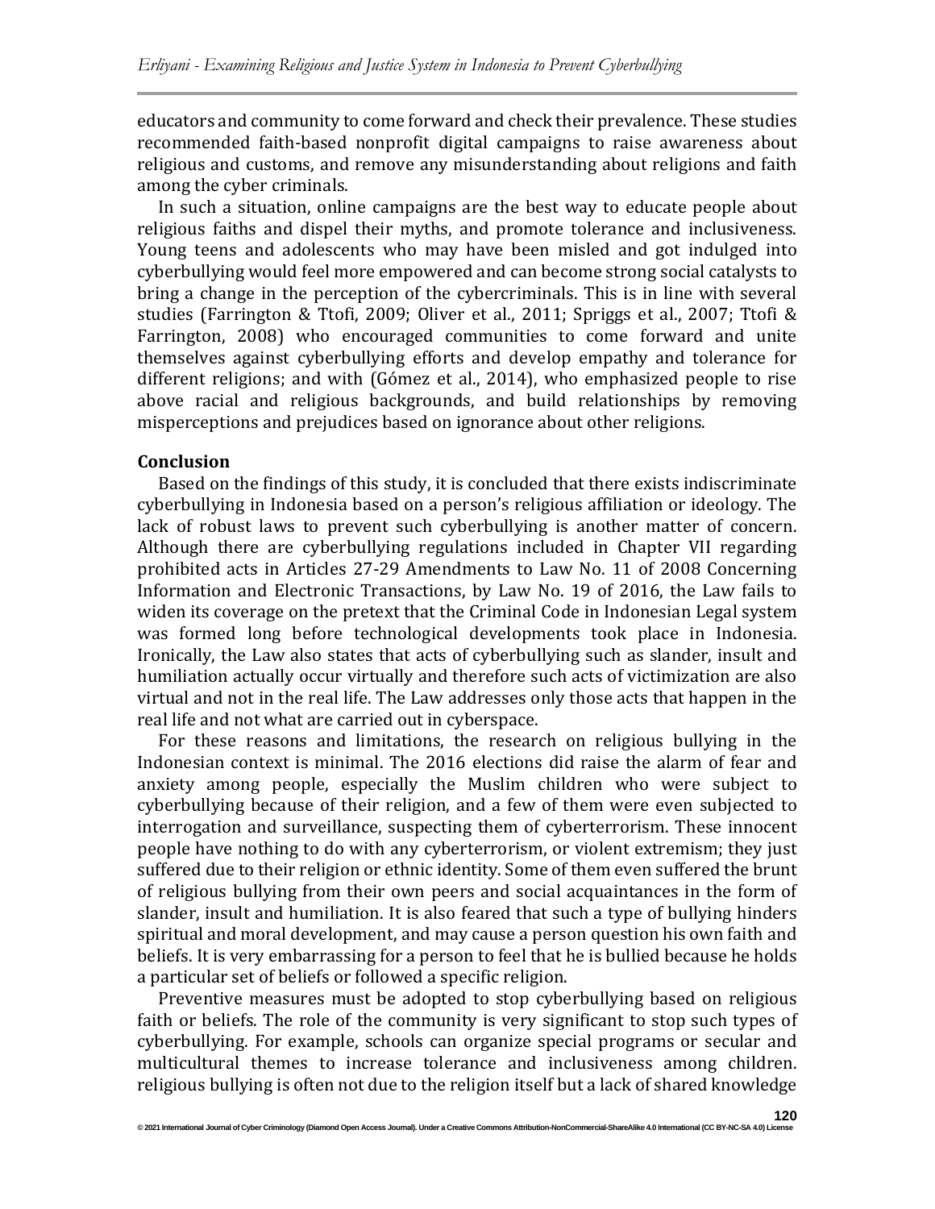educators and community to come forward and check their prevalence. These studies recommended faith-based nonprofit digital campaigns to raise awareness about religious and customs, and remove any misunderstanding about religions and faith among the cyber criminals.

In such a situation, online campaigns are the best way to educate people about religious faiths and dispel their myths, and promote tolerance and inclusiveness. Young teens and adolescents who may have been misled and got indulged into cyberbullying would feel more empowered and can become strong social catalysts to bring a change in the perception of the cybercriminals. This is in line with several studies (Farrington & Ttofi, 2009; Oliver et al., 2011; Spriggs et al., 2007; Ttofi & Farrington, 2008) who encouraged communities to come forward and unite themselves against cyberbullying efforts and develop empathy and tolerance for different religions; and with (Gómez et al., 2014), who emphasized people to rise above racial and religious backgrounds, and build relationships by removing misperceptions and prejudices based on ignorance about other religions.

## Conclusion

Based on the findings of this study, it is concluded that there exists indiscriminate cyberbullying in Indonesia based on a person's religious affiliation or ideology. The lack of robust laws to prevent such cyberbullying is another matter of concern. Although there are cyberbullying regulations included in Chapter VII regarding prohibited acts in Articles 27-29 Amendments to Law No. 11 of 2008 Concerning Information and Electronic Transactions, by Law No. 19 of 2016, the Law fails to widen its coverage on the pretext that the Criminal Code in Indonesian Legal system was formed long before technological developments took place in Indonesia. Ironically, the Law also states that acts of cyberbullying such as slander, insult and humiliation actually occur virtually and therefore such acts of victimization are also virtual and not in the real life. The Law addresses only those acts that happen in the real life and not what are carried out in cyberspace.

For these reasons and limitations, the research on religious bullying in the Indonesian context is minimal. The 2016 elections did raise the alarm of fear and anxiety among people, especially the Muslim children who were subject to cyberbullying because of their religion, and a few of them were even subjected to interrogation and surveillance, suspecting them of cyberterrorism. These innocent people have nothing to do with any cyberterrorism, or violent extremism; they just suffered due to their religion or ethnic identity. Some of them even suffered the brunt of religious bullying from their own peers and social acquaintances in the form of slander, insult and humiliation. It is also feared that such a type of bullying hinders spiritual and moral development, and may cause a person question his own faith and beliefs. It is very embarrassing for a person to feel that he is bullied because he holds a particular set of beliefs or followed a specific religion.

Preventive measures must be adopted to stop cyberbullying based on religious faith or beliefs. The role of the community is very significant to stop such types of cyberbullying. For example, schools can organize special programs or secular and multicultural themes to increase tolerance and inclusiveness among children. religious bullying is often not due to the religion itself but a lack of shared knowledge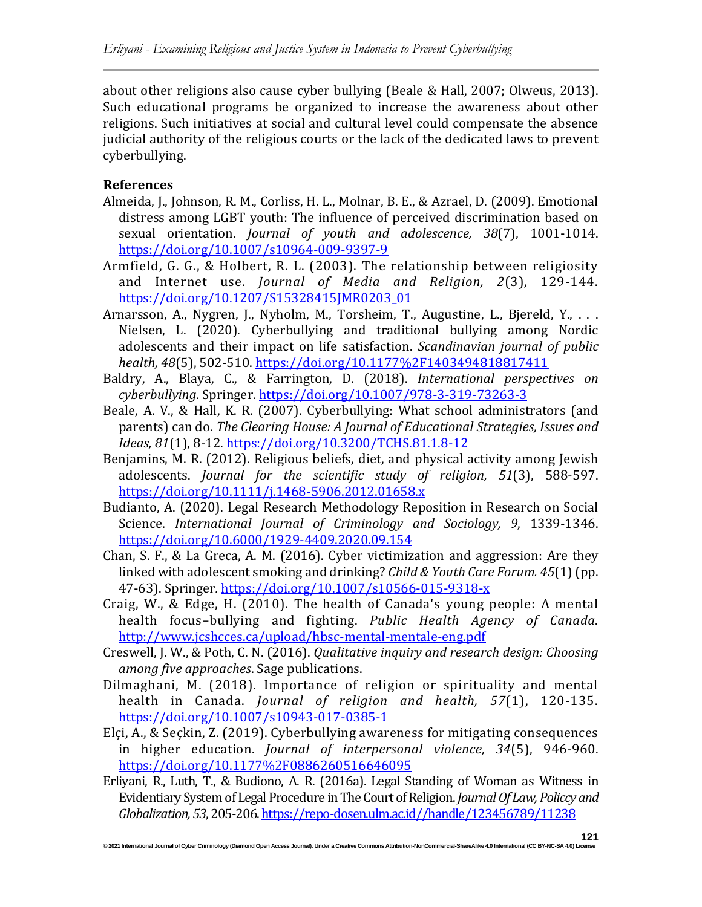about other religions also cause cyber bullying (Beale & Hall, 2007; Olweus, 2013). Such educational programs be organized to increase the awareness about other religions. Such initiatives at social and cultural level could compensate the absence judicial authority of the religious courts or the lack of the dedicated laws to prevent cyberbullying.

## References

Almeida, J., Johnson, R. M., Corliss, H. L., Molnar, B. E., & Azrael, D. (2009). Emotional distress among LGBT youth: The influence of perceived discrimination based on sexual orientation. *Journal of youth and adolescence, 38*(7), 1001-1014. https://doi.org/10.1007/s10964-009-9397-9

Armfield, G. G., & Holbert, R. L. (2003). The relationship between religiosity and Internet use. *Journal of Media and Religion, 2*(3), 129-144. https://doi.org/10.1207/S15328415JMR0203_01

Arnarsson, A., Nygren, J., Nyholm, M., Torsheim, T., Augustine, L., Bjereld, Y., . . . Nielsen, L. (2020). Cyberbullying and traditional bullying among Nordic adolescents and their impact on life satisfaction. *Scandinavian journal of public health, 48*(5), 502-510. https://doi.org/10.1177%2F1403494818817411

Baldry, A., Blaya, C., & Farrington, D. (2018). *International perspectives on cyberbullying*. Springer. https://doi.org/10.1007/978-3-319-73263-3

Beale, A. V., & Hall, K. R. (2007). Cyberbullying: What school administrators (and parents) can do. *The Clearing House: A Journal of Educational Strategies, Issues and Ideas, 81*(1), 8-12. https://doi.org/10.3200/TCHS.81.1.8-12

Benjamins, M. R. (2012). Religious beliefs, diet, and physical activity among Jewish adolescents. *Journal for the scientific study of religion, 51*(3), 588-597. https://doi.org/10.1111/j.1468-5906.2012.01658.x

Budianto, A. (2020). Legal Research Methodology Reposition in Research on Social Science. *International Journal of Criminology and Sociology, 9*, 1339-1346. https://doi.org/10.6000/1929-4409.2020.09.154

Chan, S. F., & La Greca, A. M. (2016). Cyber victimization and aggression: Are they linked with adolescent smoking and drinking? *Child & Youth Care Forum. 45*(1) (pp. 47-63). Springer. https://doi.org/10.1007/s10566-015-9318-x

Craig, W., & Edge, H. (2010). The health of Canada's young people: A mental health focus–bullying and fighting. *Public Health Agency of Canada*. http://www.jcshcces.ca/upload/hbsc-mental-mentale-eng.pdf

Creswell, J. W., & Poth, C. N. (2016). *Qualitative inquiry and research design: Choosing among five approaches*. Sage publications.

Dilmaghani, M. (2018). Importance of religion or spirituality and mental health in Canada. *Journal of religion and health, 57*(1), 120-135. https://doi.org/10.1007/s10943-017-0385-1

Elçi, A., & Seçkin, Z. (2019). Cyberbullying awareness for mitigating consequences in higher education. *Journal of interpersonal violence, 34*(5), 946-960. https://doi.org/10.1177%2F0886260516646095

Erliyani, R., Luth, T., & Budiono, A. R. (2016a). Legal Standing of Woman as Witness in Evidentiary System of Legal Procedure in The Court of Religion. *Journal Of Law, Policcy and Globalization, 53*, 205-206. https://repo-dosen.ulm.ac.id//handle/123456789/11238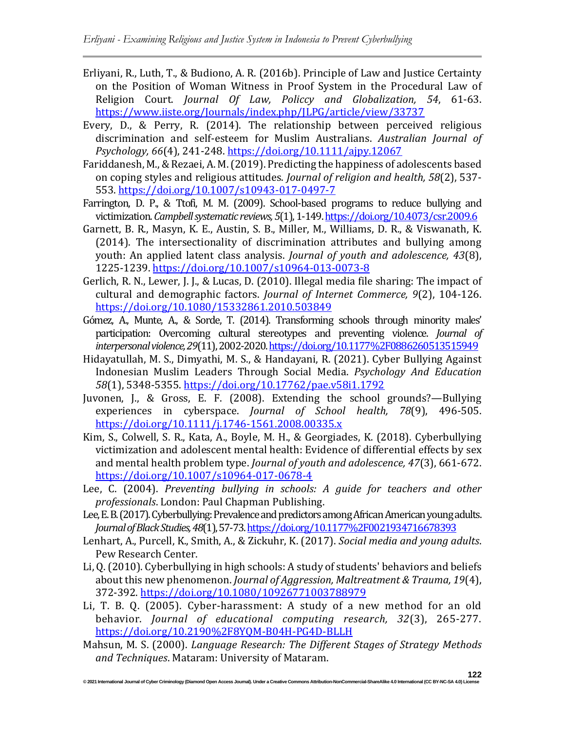Erliyani, R., Luth, T., & Budiono, A. R. (2016b). Principle of Law and Justice Certainty on the Position of Woman Witness in Proof System in the Procedural Law of Religion Court. *Journal Of Law, Policcy and Globalization, 54*, 61-63. https://www.iiste.org/Journals/index.php/JLPG/article/view/33737

Every, D., & Perry, R. (2014). The relationship between perceived religious discrimination and self-esteem for Muslim Australians. *Australian Journal of Psychology, 66*(4), 241-248. https://doi.org/10.1111/ajpy.12067

Fariddanesh, M., & Rezaei, A. M. (2019). Predicting the happiness of adolescents based on coping styles and religious attitudes. *Journal of religion and health, 58*(2), 537-553. https://doi.org/10.1007/s10943-017-0497-7

Farrington, D. P., & Ttofi, M. M. (2009). School-based programs to reduce bullying and victimization. *Campbell systematic reviews, 5*(1), 1-149. https://doi.org/10.4073/csr.2009.6

Garnett, B. R., Masyn, K. E., Austin, S. B., Miller, M., Williams, D. R., & Viswanath, K. (2014). The intersectionality of discrimination attributes and bullying among youth: An applied latent class analysis. *Journal of youth and adolescence, 43*(8), 1225-1239. https://doi.org/10.1007/s10964-013-0073-8

Gerlich, R. N., Lewer, J. J., & Lucas, D. (2010). Illegal media file sharing: The impact of cultural and demographic factors. *Journal of Internet Commerce, 9*(2), 104-126. https://doi.org/10.1080/15332861.2010.503849

Gómez, A., Munte, A., & Sorde, T. (2014). Transforming schools through minority males' participation: Overcoming cultural stereotypes and preventing violence. *Journal of interpersonal violence, 29*(11), 2002-2020. https://doi.org/10.1177%2F0886260513515949

Hidayatullah, M. S., Dimyathi, M. S., & Handayani, R. (2021). Cyber Bullying Against Indonesian Muslim Leaders Through Social Media. *Psychology And Education 58*(1), 5348-5355. https://doi.org/10.17762/pae.v58i1.1792

Juvonen, J., & Gross, E. F. (2008). Extending the school grounds?—Bullying experiences in cyberspace. *Journal of School health, 78*(9), 496-505. https://doi.org/10.1111/j.1746-1561.2008.00335.x

Kim, S., Colwell, S. R., Kata, A., Boyle, M. H., & Georgiades, K. (2018). Cyberbullying victimization and adolescent mental health: Evidence of differential effects by sex and mental health problem type. *Journal of youth and adolescence, 47*(3), 661-672. https://doi.org/10.1007/s10964-017-0678-4

Lee, C. (2004). *Preventing bullying in schools: A guide for teachers and other professionals*. London: Paul Chapman Publishing.

Lee, E. B. (2017). Cyberbullying: Prevalence and predictors among African American young adults. *Journal of Black Studies, 48*(1), 57-73. https://doi.org/10.1177%2F0021934716678393

Lenhart, A., Purcell, K., Smith, A., & Zickuhr, K. (2017). *Social media and young adults*. Pew Research Center.

Li, Q. (2010). Cyberbullying in high schools: A study of students' behaviors and beliefs about this new phenomenon. *Journal of Aggression, Maltreatment & Trauma, 19*(4), 372-392. https://doi.org/10.1080/10926771003788979

Li, T. B. Q. (2005). Cyber-harassment: A study of a new method for an old behavior. *Journal of educational computing research, 32*(3), 265-277. https://doi.org/10.2190%2F8YQM-B04H-PG4D-BLLH

Mahsun, M. S. (2000). *Language Research: The Different Stages of Strategy Methods and Techniques*. Mataram: University of Mataram.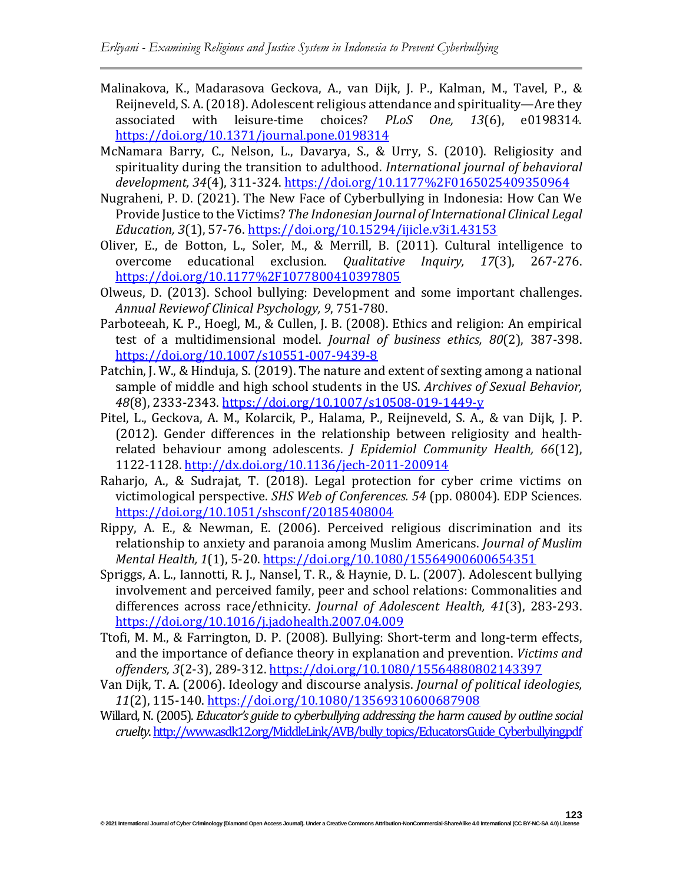Malinakova, K., Madarasova Geckova, A., van Dijk, J. P., Kalman, M., Tavel, P., & Reijneveld, S. A. (2018). Adolescent religious attendance and spirituality—Are they associated with leisure-time choices? *PLoS One, 13*(6), e0198314. https://doi.org/10.1371/journal.pone.0198314

McNamara Barry, C., Nelson, L., Davarya, S., & Urry, S. (2010). Religiosity and spirituality during the transition to adulthood. *International journal of behavioral development, 34*(4), 311-324. https://doi.org/10.1177%2F0165025409350964

Nugraheni, P. D. (2021). The New Face of Cyberbullying in Indonesia: How Can We Provide Justice to the Victims? *The Indonesian Journal of International Clinical Legal Education, 3*(1), 57-76. https://doi.org/10.15294/ijicle.v3i1.43153

Oliver, E., de Botton, L., Soler, M., & Merrill, B. (2011). Cultural intelligence to overcome educational exclusion. *Qualitative Inquiry, 17*(3), 267-276. https://doi.org/10.1177%2F1077800410397805

Olweus, D. (2013). School bullying: Development and some important challenges. *Annual Reviewof Clinical Psychology, 9*, 751-780.

Parboteeah, K. P., Hoegl, M., & Cullen, J. B. (2008). Ethics and religion: An empirical test of a multidimensional model. *Journal of business ethics, 80*(2), 387-398. https://doi.org/10.1007/s10551-007-9439-8

Patchin, J. W., & Hinduja, S. (2019). The nature and extent of sexting among a national sample of middle and high school students in the US. *Archives of Sexual Behavior, 48*(8), 2333-2343. https://doi.org/10.1007/s10508-019-1449-y

Pitel, L., Geckova, A. M., Kolarcik, P., Halama, P., Reijneveld, S. A., & van Dijk, J. P. (2012). Gender differences in the relationship between religiosity and health-related behaviour among adolescents. *J Epidemiol Community Health, 66*(12), 1122-1128. http://dx.doi.org/10.1136/jech-2011-200914

Raharjo, A., & Sudrajat, T. (2018). Legal protection for cyber crime victims on victimological perspective. *SHS Web of Conferences. 54* (pp. 08004). EDP Sciences. https://doi.org/10.1051/shsconf/20185408004

Rippy, A. E., & Newman, E. (2006). Perceived religious discrimination and its relationship to anxiety and paranoia among Muslim Americans. *Journal of Muslim Mental Health, 1*(1), 5-20. https://doi.org/10.1080/15564900600654351

Spriggs, A. L., Iannotti, R. J., Nansel, T. R., & Haynie, D. L. (2007). Adolescent bullying involvement and perceived family, peer and school relations: Commonalities and differences across race/ethnicity. *Journal of Adolescent Health, 41*(3), 283-293. https://doi.org/10.1016/j.jadohealth.2007.04.009

Ttofi, M. M., & Farrington, D. P. (2008). Bullying: Short-term and long-term effects, and the importance of defiance theory in explanation and prevention. *Victims and offenders, 3*(2-3), 289-312. https://doi.org/10.1080/15564880802143397

Van Dijk, T. A. (2006). Ideology and discourse analysis. *Journal of political ideologies, 11*(2), 115-140. https://doi.org/10.1080/13569310600687908

Willard, N. (2005). *Educator's guide to cyberbullying addressing the harm caused by outline social cruelty.* http://www.asdk12.org/MiddleLink/AVB/bully topics/EducatorsGuide_Cyberbullying.pdf